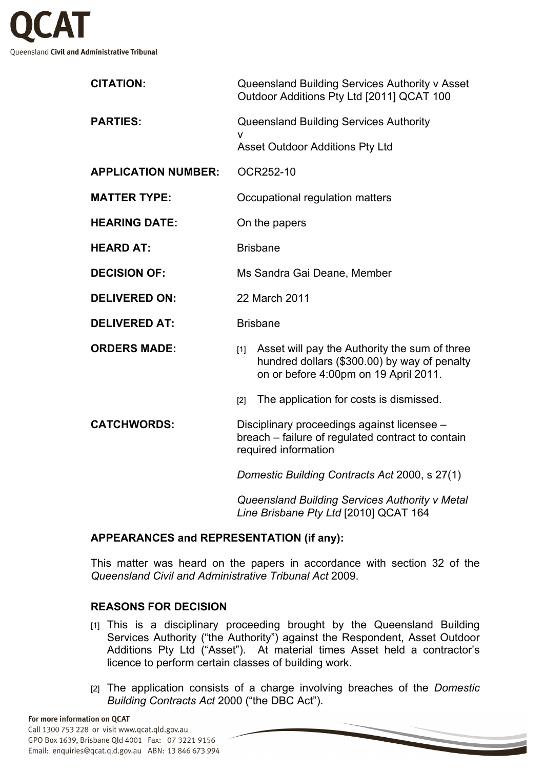**QCAT**
Queensland **Civil and Administrative Tribunal**

| | |
|---|---|
| **CITATION:** | Queensland Building Services Authority v Asset Outdoor Additions Pty Ltd [2011] QCAT 100 |
| **PARTIES:** | Queensland Building Services Authority<br>v<br>Asset Outdoor Additions Pty Ltd |
| **APPLICATION NUMBER:** | OCR252-10 |
| **MATTER TYPE:** | Occupational regulation matters |
| **HEARING DATE:** | On the papers |
| **HEARD AT:** | Brisbane |
| **DECISION OF:** | Ms Sandra Gai Deane, Member |
| **DELIVERED ON:** | 22 March 2011 |
| **DELIVERED AT:** | Brisbane |
| **ORDERS MADE:** | [1] Asset will pay the Authority the sum of three hundred dollars ($300.00) by way of penalty on or before 4:00pm on 19 April 2011.<br>[2] The application for costs is dismissed. |
| **CATCHWORDS:** | Disciplinary proceedings against licensee – breach – failure of regulated contract to contain required information<br>*Domestic Building Contracts Act* 2000, s 27(1)<br>*Queensland Building Services Authority v Metal Line Brisbane Pty Ltd* [2010] QCAT 164 |

## APPEARANCES and REPRESENTATION (if any):

This matter was heard on the papers in accordance with section 32 of the *Queensland Civil and Administrative Tribunal Act* 2009.

## REASONS FOR DECISION

[1] This is a disciplinary proceeding brought by the Queensland Building Services Authority ("the Authority") against the Respondent, Asset Outdoor Additions Pty Ltd ("Asset"). At material times Asset held a contractor's licence to perform certain classes of building work.

[2] The application consists of a charge involving breaches of the *Domestic Building Contracts Act* 2000 ("the DBC Act").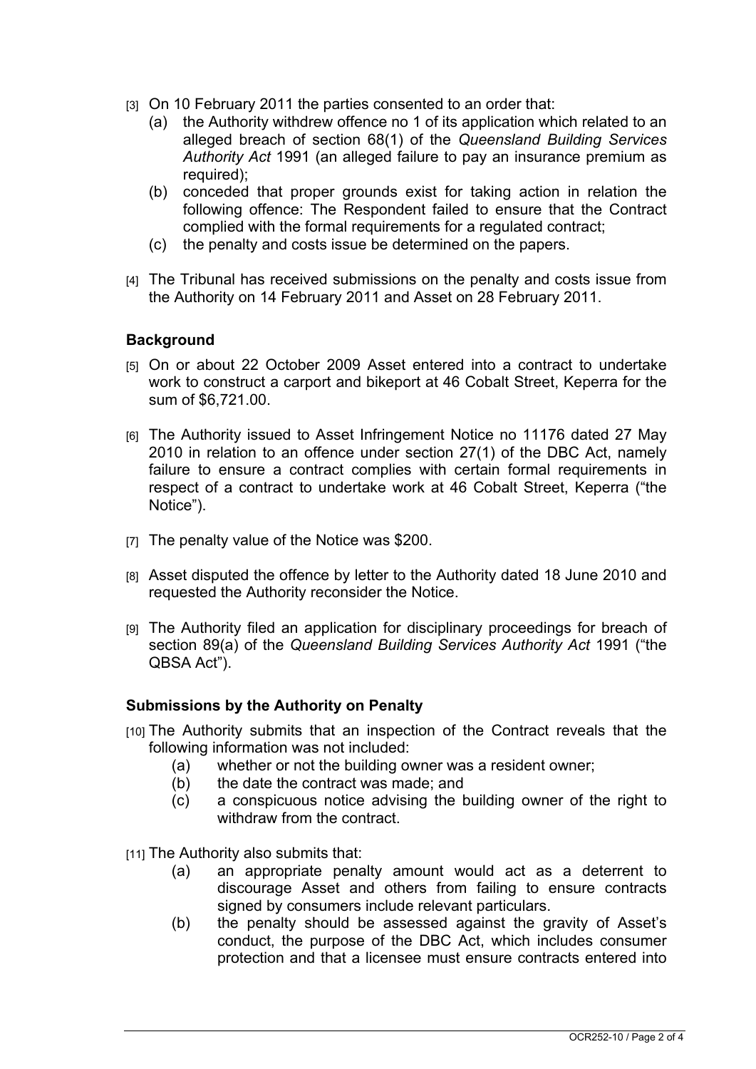[3] On 10 February 2011 the parties consented to an order that:

(a) the Authority withdrew offence no 1 of its application which related to an alleged breach of section 68(1) of the *Queensland Building Services Authority Act* 1991 (an alleged failure to pay an insurance premium as required);

(b) conceded that proper grounds exist for taking action in relation the following offence: The Respondent failed to ensure that the Contract complied with the formal requirements for a regulated contract;

(c) the penalty and costs issue be determined on the papers.

[4] The Tribunal has received submissions on the penalty and costs issue from the Authority on 14 February 2011 and Asset on 28 February 2011.

## Background

[5] On or about 22 October 2009 Asset entered into a contract to undertake work to construct a carport and bikeport at 46 Cobalt Street, Keperra for the sum of $6,721.00.

[6] The Authority issued to Asset Infringement Notice no 11176 dated 27 May 2010 in relation to an offence under section 27(1) of the DBC Act, namely failure to ensure a contract complies with certain formal requirements in respect of a contract to undertake work at 46 Cobalt Street, Keperra ("the Notice").

[7] The penalty value of the Notice was $200.

[8] Asset disputed the offence by letter to the Authority dated 18 June 2010 and requested the Authority reconsider the Notice.

[9] The Authority filed an application for disciplinary proceedings for breach of section 89(a) of the *Queensland Building Services Authority Act* 1991 ("the QBSA Act").

## Submissions by the Authority on Penalty

[10] The Authority submits that an inspection of the Contract reveals that the following information was not included:

(a) whether or not the building owner was a resident owner;

(b) the date the contract was made; and

(c) a conspicuous notice advising the building owner of the right to withdraw from the contract.

[11] The Authority also submits that:

(a) an appropriate penalty amount would act as a deterrent to discourage Asset and others from failing to ensure contracts signed by consumers include relevant particulars.

(b) the penalty should be assessed against the gravity of Asset's conduct, the purpose of the DBC Act, which includes consumer protection and that a licensee must ensure contracts entered into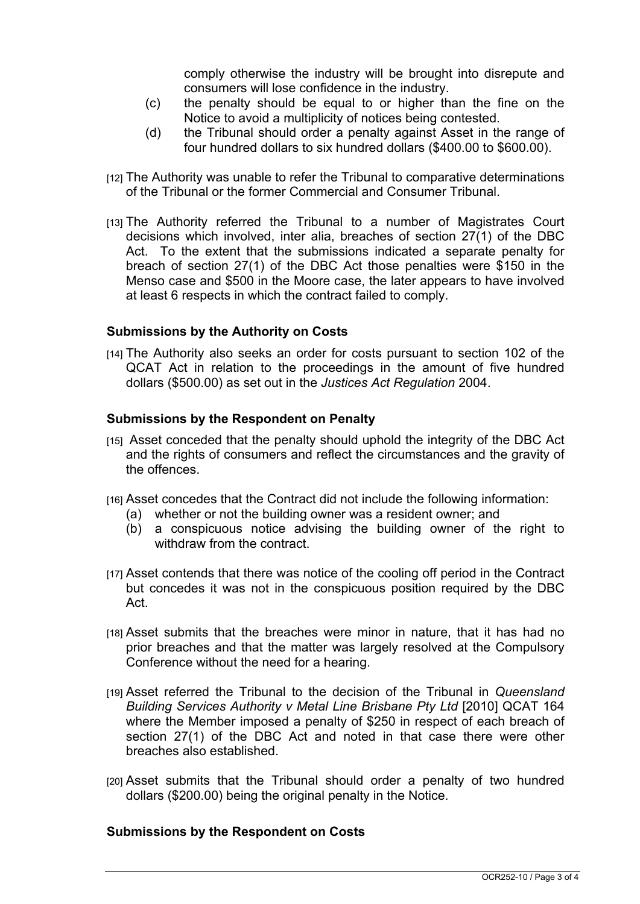comply otherwise the industry will be brought into disrepute and consumers will lose confidence in the industry.

(c) the penalty should be equal to or higher than the fine on the Notice to avoid a multiplicity of notices being contested.

(d) the Tribunal should order a penalty against Asset in the range of four hundred dollars to six hundred dollars ($400.00 to $600.00).

[12] The Authority was unable to refer the Tribunal to comparative determinations of the Tribunal or the former Commercial and Consumer Tribunal.

[13] The Authority referred the Tribunal to a number of Magistrates Court decisions which involved, inter alia, breaches of section 27(1) of the DBC Act. To the extent that the submissions indicated a separate penalty for breach of section 27(1) of the DBC Act those penalties were $150 in the Menso case and $500 in the Moore case, the later appears to have involved at least 6 respects in which the contract failed to comply.

### Submissions by the Authority on Costs

[14] The Authority also seeks an order for costs pursuant to section 102 of the QCAT Act in relation to the proceedings in the amount of five hundred dollars ($500.00) as set out in the *Justices Act Regulation* 2004.

### Submissions by the Respondent on Penalty

[15] Asset conceded that the penalty should uphold the integrity of the DBC Act and the rights of consumers and reflect the circumstances and the gravity of the offences.

[16] Asset concedes that the Contract did not include the following information:

(a) whether or not the building owner was a resident owner; and

(b) a conspicuous notice advising the building owner of the right to withdraw from the contract.

[17] Asset contends that there was notice of the cooling off period in the Contract but concedes it was not in the conspicuous position required by the DBC Act.

[18] Asset submits that the breaches were minor in nature, that it has had no prior breaches and that the matter was largely resolved at the Compulsory Conference without the need for a hearing.

[19] Asset referred the Tribunal to the decision of the Tribunal in *Queensland Building Services Authority v Metal Line Brisbane Pty Ltd* [2010] QCAT 164 where the Member imposed a penalty of $250 in respect of each breach of section 27(1) of the DBC Act and noted in that case there were other breaches also established.

[20] Asset submits that the Tribunal should order a penalty of two hundred dollars ($200.00) being the original penalty in the Notice.

### Submissions by the Respondent on Costs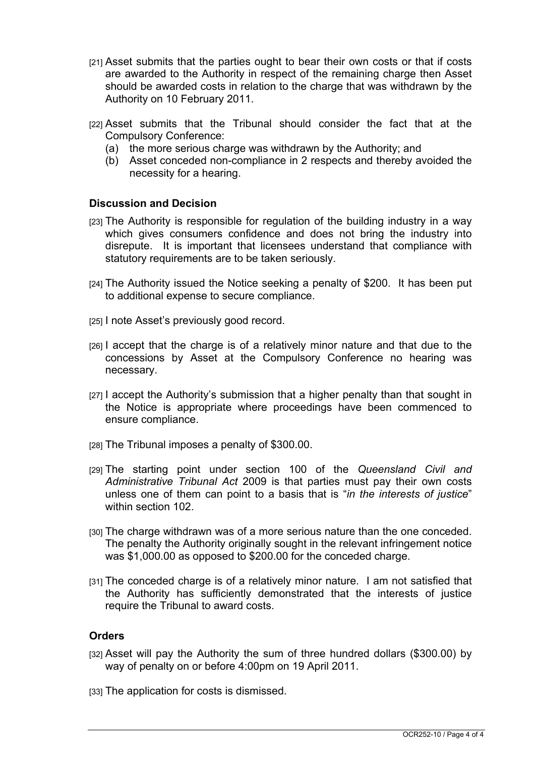[21] Asset submits that the parties ought to bear their own costs or that if costs are awarded to the Authority in respect of the remaining charge then Asset should be awarded costs in relation to the charge that was withdrawn by the Authority on 10 February 2011.

[22] Asset submits that the Tribunal should consider the fact that at the Compulsory Conference:

(a) the more serious charge was withdrawn by the Authority; and

(b) Asset conceded non-compliance in 2 respects and thereby avoided the necessity for a hearing.

### Discussion and Decision

[23] The Authority is responsible for regulation of the building industry in a way which gives consumers confidence and does not bring the industry into disrepute. It is important that licensees understand that compliance with statutory requirements are to be taken seriously.

[24] The Authority issued the Notice seeking a penalty of $200. It has been put to additional expense to secure compliance.

[25] I note Asset's previously good record.

[26] I accept that the charge is of a relatively minor nature and that due to the concessions by Asset at the Compulsory Conference no hearing was necessary.

[27] I accept the Authority's submission that a higher penalty than that sought in the Notice is appropriate where proceedings have been commenced to ensure compliance.

[28] The Tribunal imposes a penalty of $300.00.

[29] The starting point under section 100 of the *Queensland Civil and Administrative Tribunal Act* 2009 is that parties must pay their own costs unless one of them can point to a basis that is "*in the interests of justice*" within section 102.

[30] The charge withdrawn was of a more serious nature than the one conceded. The penalty the Authority originally sought in the relevant infringement notice was $1,000.00 as opposed to $200.00 for the conceded charge.

[31] The conceded charge is of a relatively minor nature. I am not satisfied that the Authority has sufficiently demonstrated that the interests of justice require the Tribunal to award costs.

### Orders

[32] Asset will pay the Authority the sum of three hundred dollars ($300.00) by way of penalty on or before 4:00pm on 19 April 2011.

[33] The application for costs is dismissed.